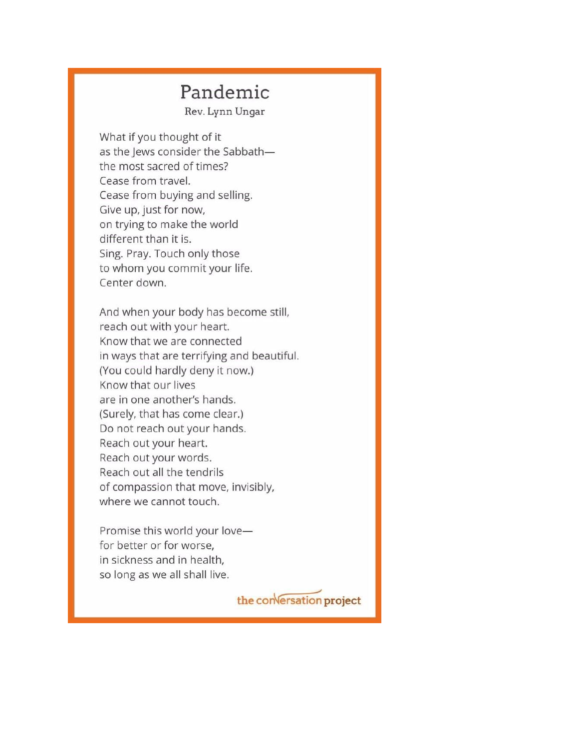# Pandemic

Rev. Lynn Ungar

What if you thought of it
as the Jews consider the Sabbath—
the most sacred of times?
Cease from travel.
Cease from buying and selling.
Give up, just for now,
on trying to make the world
different than it is.
Sing. Pray. Touch only those
to whom you commit your life.
Center down.

And when your body has become still,
reach out with your heart.
Know that we are connected
in ways that are terrifying and beautiful.
(You could hardly deny it now.)
Know that our lives
are in one another's hands.
(Surely, that has come clear.)
Do not reach out your hands.
Reach out your heart.
Reach out your words.
Reach out all the tendrils
of compassion that move, invisibly,
where we cannot touch.

Promise this world your love—
for better or for worse,
in sickness and in health,
so long as we all shall live.

the conversation project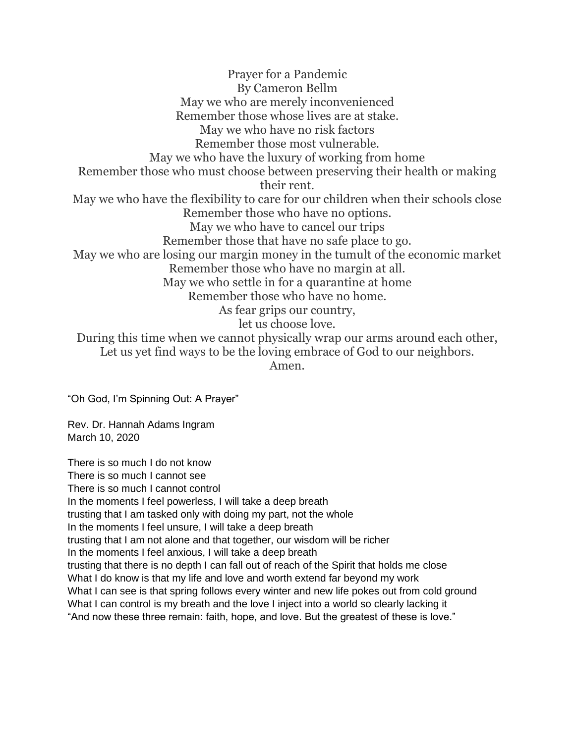Prayer for a Pandemic
By Cameron Bellm

May we who are merely inconvenienced
Remember those whose lives are at stake.
May we who have no risk factors
Remember those most vulnerable.
May we who have the luxury of working from home
Remember those who must choose between preserving their health or making their rent.
May we who have the flexibility to care for our children when their schools close
Remember those who have no options.
May we who have to cancel our trips
Remember those that have no safe place to go.
May we who are losing our margin money in the tumult of the economic market
Remember those who have no margin at all.
May we who settle in for a quarantine at home
Remember those who have no home.
As fear grips our country,
let us choose love.
During this time when we cannot physically wrap our arms around each other,
Let us yet find ways to be the loving embrace of God to our neighbors.
Amen.

"Oh God, I'm Spinning Out: A Prayer"

Rev. Dr. Hannah Adams Ingram
March 10, 2020

There is so much I do not know
There is so much I cannot see
There is so much I cannot control
In the moments I feel powerless, I will take a deep breath
trusting that I am tasked only with doing my part, not the whole
In the moments I feel unsure, I will take a deep breath
trusting that I am not alone and that together, our wisdom will be richer
In the moments I feel anxious, I will take a deep breath
trusting that there is no depth I can fall out of reach of the Spirit that holds me close
What I do know is that my life and love and worth extend far beyond my work
What I can see is that spring follows every winter and new life pokes out from cold ground
What I can control is my breath and the love I inject into a world so clearly lacking it
"And now these three remain: faith, hope, and love. But the greatest of these is love."